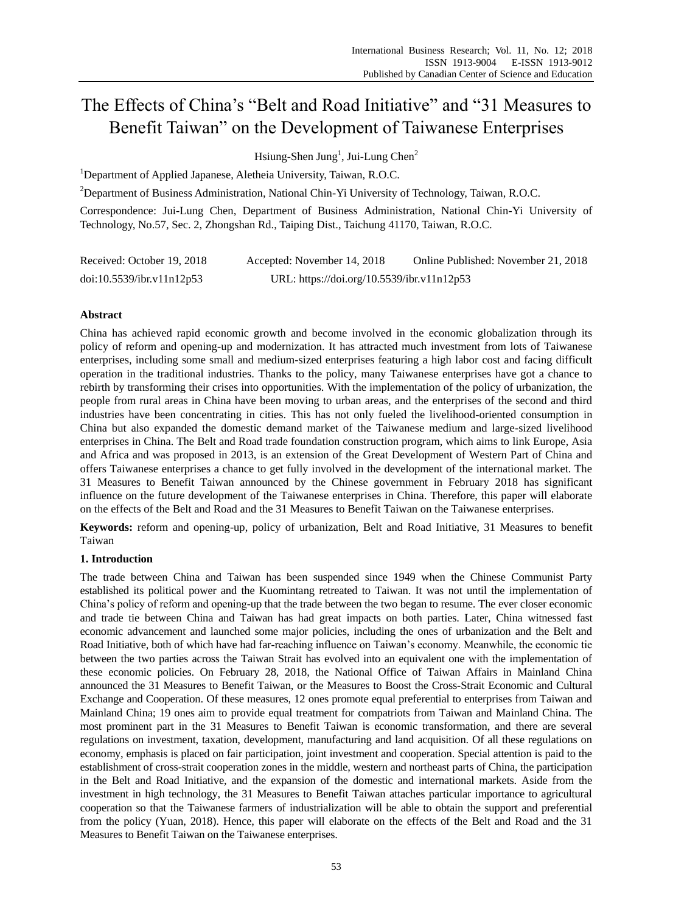# The Effects of China's "Belt and Road Initiative" and "31 Measures to Benefit Taiwan" on the Development of Taiwanese Enterprises

Hsiung-Shen Jung[1], Jui-Lung Chen[2]

[1]Department of Applied Japanese, Aletheia University, Taiwan, R.O.C.

[2]Department of Business Administration, National Chin-Yi University of Technology, Taiwan, R.O.C.

Correspondence: Jui-Lung Chen, Department of Business Administration, National Chin-Yi University of Technology, No.57, Sec. 2, Zhongshan Rd., Taiping Dist., Taichung 41170, Taiwan, R.O.C.

Received: October 19, 2018 Accepted: November 14, 2018 Online Published: November 21, 2018

doi:10.5539/ibr.v11n12p53 URL: https://doi.org/10.5539/ibr.v11n12p53

## Abstract

China has achieved rapid economic growth and become involved in the economic globalization through its policy of reform and opening-up and modernization. It has attracted much investment from lots of Taiwanese enterprises, including some small and medium-sized enterprises featuring a high labor cost and facing difficult operation in the traditional industries. Thanks to the policy, many Taiwanese enterprises have got a chance to rebirth by transforming their crises into opportunities. With the implementation of the policy of urbanization, the people from rural areas in China have been moving to urban areas, and the enterprises of the second and third industries have been concentrating in cities. This has not only fueled the livelihood-oriented consumption in China but also expanded the domestic demand market of the Taiwanese medium and large-sized livelihood enterprises in China. The Belt and Road trade foundation construction program, which aims to link Europe, Asia and Africa and was proposed in 2013, is an extension of the Great Development of Western Part of China and offers Taiwanese enterprises a chance to get fully involved in the development of the international market. The 31 Measures to Benefit Taiwan announced by the Chinese government in February 2018 has significant influence on the future development of the Taiwanese enterprises in China. Therefore, this paper will elaborate on the effects of the Belt and Road and the 31 Measures to Benefit Taiwan on the Taiwanese enterprises.

**Keywords:** reform and opening-up, policy of urbanization, Belt and Road Initiative, 31 Measures to benefit Taiwan

## 1. Introduction

The trade between China and Taiwan has been suspended since 1949 when the Chinese Communist Party established its political power and the Kuomintang retreated to Taiwan. It was not until the implementation of China's policy of reform and opening-up that the trade between the two began to resume. The ever closer economic and trade tie between China and Taiwan has had great impacts on both parties. Later, China witnessed fast economic advancement and launched some major policies, including the ones of urbanization and the Belt and Road Initiative, both of which have had far-reaching influence on Taiwan's economy. Meanwhile, the economic tie between the two parties across the Taiwan Strait has evolved into an equivalent one with the implementation of these economic policies. On February 28, 2018, the National Office of Taiwan Affairs in Mainland China announced the 31 Measures to Benefit Taiwan, or the Measures to Boost the Cross-Strait Economic and Cultural Exchange and Cooperation. Of these measures, 12 ones promote equal preferential to enterprises from Taiwan and Mainland China; 19 ones aim to provide equal treatment for compatriots from Taiwan and Mainland China. The most prominent part in the 31 Measures to Benefit Taiwan is economic transformation, and there are several regulations on investment, taxation, development, manufacturing and land acquisition. Of all these regulations on economy, emphasis is placed on fair participation, joint investment and cooperation. Special attention is paid to the establishment of cross-strait cooperation zones in the middle, western and northeast parts of China, the participation in the Belt and Road Initiative, and the expansion of the domestic and international markets. Aside from the investment in high technology, the 31 Measures to Benefit Taiwan attaches particular importance to agricultural cooperation so that the Taiwanese farmers of industrialization will be able to obtain the support and preferential from the policy (Yuan, 2018). Hence, this paper will elaborate on the effects of the Belt and Road and the 31 Measures to Benefit Taiwan on the Taiwanese enterprises.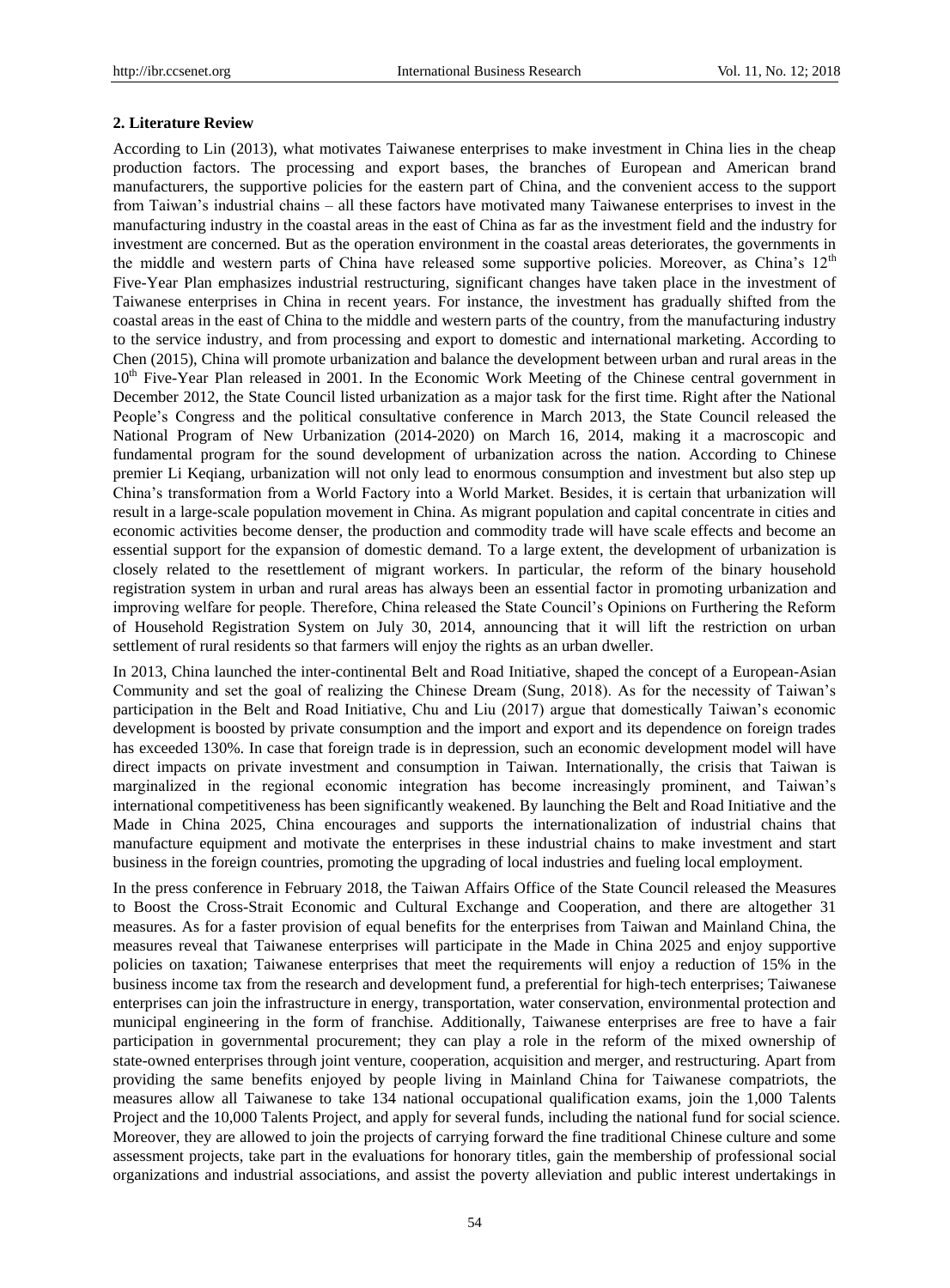## 2. Literature Review

According to Lin (2013), what motivates Taiwanese enterprises to make investment in China lies in the cheap production factors. The processing and export bases, the branches of European and American brand manufacturers, the supportive policies for the eastern part of China, and the convenient access to the support from Taiwan's industrial chains – all these factors have motivated many Taiwanese enterprises to invest in the manufacturing industry in the coastal areas in the east of China as far as the investment field and the industry for investment are concerned. But as the operation environment in the coastal areas deteriorates, the governments in the middle and western parts of China have released some supportive policies. Moreover, as China's 12th Five-Year Plan emphasizes industrial restructuring, significant changes have taken place in the investment of Taiwanese enterprises in China in recent years. For instance, the investment has gradually shifted from the coastal areas in the east of China to the middle and western parts of the country, from the manufacturing industry to the service industry, and from processing and export to domestic and international marketing. According to Chen (2015), China will promote urbanization and balance the development between urban and rural areas in the 10th Five-Year Plan released in 2001. In the Economic Work Meeting of the Chinese central government in December 2012, the State Council listed urbanization as a major task for the first time. Right after the National People's Congress and the political consultative conference in March 2013, the State Council released the National Program of New Urbanization (2014-2020) on March 16, 2014, making it a macroscopic and fundamental program for the sound development of urbanization across the nation. According to Chinese premier Li Keqiang, urbanization will not only lead to enormous consumption and investment but also step up China's transformation from a World Factory into a World Market. Besides, it is certain that urbanization will result in a large-scale population movement in China. As migrant population and capital concentrate in cities and economic activities become denser, the production and commodity trade will have scale effects and become an essential support for the expansion of domestic demand. To a large extent, the development of urbanization is closely related to the resettlement of migrant workers. In particular, the reform of the binary household registration system in urban and rural areas has always been an essential factor in promoting urbanization and improving welfare for people. Therefore, China released the State Council's Opinions on Furthering the Reform of Household Registration System on July 30, 2014, announcing that it will lift the restriction on urban settlement of rural residents so that farmers will enjoy the rights as an urban dweller.

In 2013, China launched the inter-continental Belt and Road Initiative, shaped the concept of a European-Asian Community and set the goal of realizing the Chinese Dream (Sung, 2018). As for the necessity of Taiwan's participation in the Belt and Road Initiative, Chu and Liu (2017) argue that domestically Taiwan's economic development is boosted by private consumption and the import and export and its dependence on foreign trades has exceeded 130%. In case that foreign trade is in depression, such an economic development model will have direct impacts on private investment and consumption in Taiwan. Internationally, the crisis that Taiwan is marginalized in the regional economic integration has become increasingly prominent, and Taiwan's international competitiveness has been significantly weakened. By launching the Belt and Road Initiative and the Made in China 2025, China encourages and supports the internationalization of industrial chains that manufacture equipment and motivate the enterprises in these industrial chains to make investment and start business in the foreign countries, promoting the upgrading of local industries and fueling local employment.

In the press conference in February 2018, the Taiwan Affairs Office of the State Council released the Measures to Boost the Cross-Strait Economic and Cultural Exchange and Cooperation, and there are altogether 31 measures. As for a faster provision of equal benefits for the enterprises from Taiwan and Mainland China, the measures reveal that Taiwanese enterprises will participate in the Made in China 2025 and enjoy supportive policies on taxation; Taiwanese enterprises that meet the requirements will enjoy a reduction of 15% in the business income tax from the research and development fund, a preferential for high-tech enterprises; Taiwanese enterprises can join the infrastructure in energy, transportation, water conservation, environmental protection and municipal engineering in the form of franchise. Additionally, Taiwanese enterprises are free to have a fair participation in governmental procurement; they can play a role in the reform of the mixed ownership of state-owned enterprises through joint venture, cooperation, acquisition and merger, and restructuring. Apart from providing the same benefits enjoyed by people living in Mainland China for Taiwanese compatriots, the measures allow all Taiwanese to take 134 national occupational qualification exams, join the 1,000 Talents Project and the 10,000 Talents Project, and apply for several funds, including the national fund for social science. Moreover, they are allowed to join the projects of carrying forward the fine traditional Chinese culture and some assessment projects, take part in the evaluations for honorary titles, gain the membership of professional social organizations and industrial associations, and assist the poverty alleviation and public interest undertakings in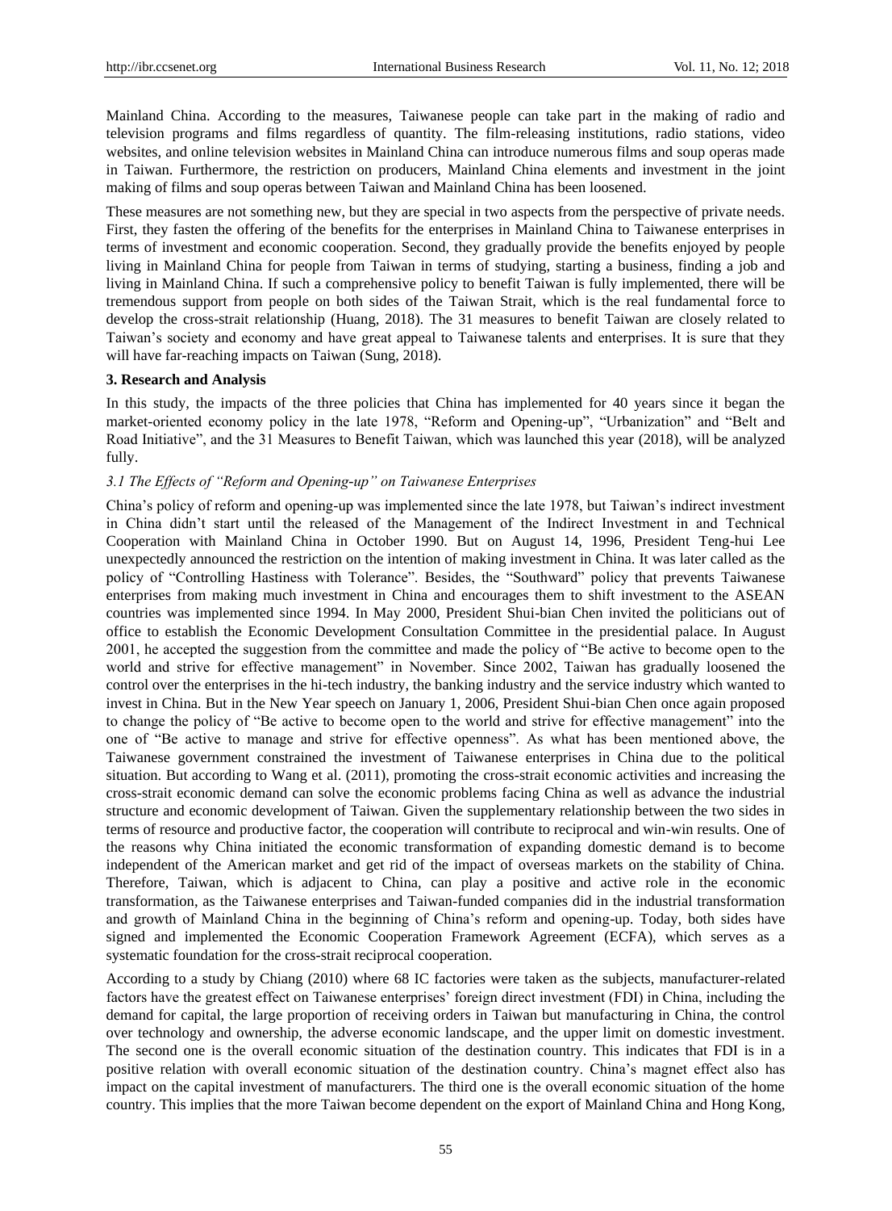Mainland China. According to the measures, Taiwanese people can take part in the making of radio and television programs and films regardless of quantity. The film-releasing institutions, radio stations, video websites, and online television websites in Mainland China can introduce numerous films and soup operas made in Taiwan. Furthermore, the restriction on producers, Mainland China elements and investment in the joint making of films and soup operas between Taiwan and Mainland China has been loosened.

These measures are not something new, but they are special in two aspects from the perspective of private needs. First, they fasten the offering of the benefits for the enterprises in Mainland China to Taiwanese enterprises in terms of investment and economic cooperation. Second, they gradually provide the benefits enjoyed by people living in Mainland China for people from Taiwan in terms of studying, starting a business, finding a job and living in Mainland China. If such a comprehensive policy to benefit Taiwan is fully implemented, there will be tremendous support from people on both sides of the Taiwan Strait, which is the real fundamental force to develop the cross-strait relationship (Huang, 2018). The 31 measures to benefit Taiwan are closely related to Taiwan's society and economy and have great appeal to Taiwanese talents and enterprises. It is sure that they will have far-reaching impacts on Taiwan (Sung, 2018).

## 3. Research and Analysis

In this study, the impacts of the three policies that China has implemented for 40 years since it began the market-oriented economy policy in the late 1978, "Reform and Opening-up", "Urbanization" and "Belt and Road Initiative", and the 31 Measures to Benefit Taiwan, which was launched this year (2018), will be analyzed fully.

### *3.1 The Effects of "Reform and Opening-up" on Taiwanese Enterprises*

China's policy of reform and opening-up was implemented since the late 1978, but Taiwan's indirect investment in China didn't start until the released of the Management of the Indirect Investment in and Technical Cooperation with Mainland China in October 1990. But on August 14, 1996, President Teng-hui Lee unexpectedly announced the restriction on the intention of making investment in China. It was later called as the policy of "Controlling Hastiness with Tolerance". Besides, the "Southward" policy that prevents Taiwanese enterprises from making much investment in China and encourages them to shift investment to the ASEAN countries was implemented since 1994. In May 2000, President Shui-bian Chen invited the politicians out of office to establish the Economic Development Consultation Committee in the presidential palace. In August 2001, he accepted the suggestion from the committee and made the policy of "Be active to become open to the world and strive for effective management" in November. Since 2002, Taiwan has gradually loosened the control over the enterprises in the hi-tech industry, the banking industry and the service industry which wanted to invest in China. But in the New Year speech on January 1, 2006, President Shui-bian Chen once again proposed to change the policy of "Be active to become open to the world and strive for effective management" into the one of "Be active to manage and strive for effective openness". As what has been mentioned above, the Taiwanese government constrained the investment of Taiwanese enterprises in China due to the political situation. But according to Wang et al. (2011), promoting the cross-strait economic activities and increasing the cross-strait economic demand can solve the economic problems facing China as well as advance the industrial structure and economic development of Taiwan. Given the supplementary relationship between the two sides in terms of resource and productive factor, the cooperation will contribute to reciprocal and win-win results. One of the reasons why China initiated the economic transformation of expanding domestic demand is to become independent of the American market and get rid of the impact of overseas markets on the stability of China. Therefore, Taiwan, which is adjacent to China, can play a positive and active role in the economic transformation, as the Taiwanese enterprises and Taiwan-funded companies did in the industrial transformation and growth of Mainland China in the beginning of China's reform and opening-up. Today, both sides have signed and implemented the Economic Cooperation Framework Agreement (ECFA), which serves as a systematic foundation for the cross-strait reciprocal cooperation.

According to a study by Chiang (2010) where 68 IC factories were taken as the subjects, manufacturer-related factors have the greatest effect on Taiwanese enterprises' foreign direct investment (FDI) in China, including the demand for capital, the large proportion of receiving orders in Taiwan but manufacturing in China, the control over technology and ownership, the adverse economic landscape, and the upper limit on domestic investment. The second one is the overall economic situation of the destination country. This indicates that FDI is in a positive relation with overall economic situation of the destination country. China's magnet effect also has impact on the capital investment of manufacturers. The third one is the overall economic situation of the home country. This implies that the more Taiwan become dependent on the export of Mainland China and Hong Kong,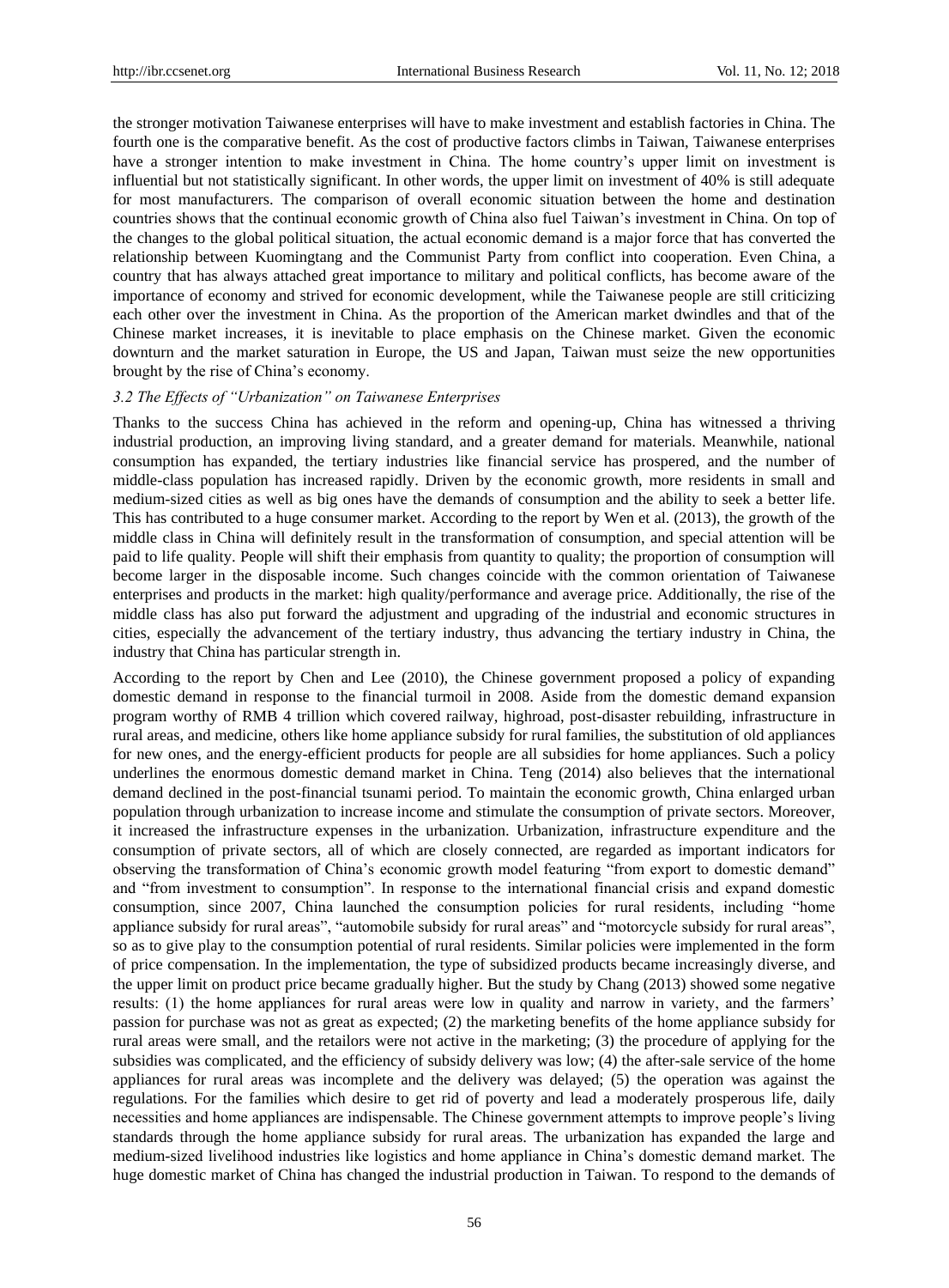the stronger motivation Taiwanese enterprises will have to make investment and establish factories in China. The fourth one is the comparative benefit. As the cost of productive factors climbs in Taiwan, Taiwanese enterprises have a stronger intention to make investment in China. The home country's upper limit on investment is influential but not statistically significant. In other words, the upper limit on investment of 40% is still adequate for most manufacturers. The comparison of overall economic situation between the home and destination countries shows that the continual economic growth of China also fuel Taiwan's investment in China. On top of the changes to the global political situation, the actual economic demand is a major force that has converted the relationship between Kuomingtang and the Communist Party from conflict into cooperation. Even China, a country that has always attached great importance to military and political conflicts, has become aware of the importance of economy and strived for economic development, while the Taiwanese people are still criticizing each other over the investment in China. As the proportion of the American market dwindles and that of the Chinese market increases, it is inevitable to place emphasis on the Chinese market. Given the economic downturn and the market saturation in Europe, the US and Japan, Taiwan must seize the new opportunities brought by the rise of China's economy.

### *3.2 The Effects of "Urbanization" on Taiwanese Enterprises*

Thanks to the success China has achieved in the reform and opening-up, China has witnessed a thriving industrial production, an improving living standard, and a greater demand for materials. Meanwhile, national consumption has expanded, the tertiary industries like financial service has prospered, and the number of middle-class population has increased rapidly. Driven by the economic growth, more residents in small and medium-sized cities as well as big ones have the demands of consumption and the ability to seek a better life. This has contributed to a huge consumer market. According to the report by Wen et al. (2013), the growth of the middle class in China will definitely result in the transformation of consumption, and special attention will be paid to life quality. People will shift their emphasis from quantity to quality; the proportion of consumption will become larger in the disposable income. Such changes coincide with the common orientation of Taiwanese enterprises and products in the market: high quality/performance and average price. Additionally, the rise of the middle class has also put forward the adjustment and upgrading of the industrial and economic structures in cities, especially the advancement of the tertiary industry, thus advancing the tertiary industry in China, the industry that China has particular strength in.

According to the report by Chen and Lee (2010), the Chinese government proposed a policy of expanding domestic demand in response to the financial turmoil in 2008. Aside from the domestic demand expansion program worthy of RMB 4 trillion which covered railway, highroad, post-disaster rebuilding, infrastructure in rural areas, and medicine, others like home appliance subsidy for rural families, the substitution of old appliances for new ones, and the energy-efficient products for people are all subsidies for home appliances. Such a policy underlines the enormous domestic demand market in China. Teng (2014) also believes that the international demand declined in the post-financial tsunami period. To maintain the economic growth, China enlarged urban population through urbanization to increase income and stimulate the consumption of private sectors. Moreover, it increased the infrastructure expenses in the urbanization. Urbanization, infrastructure expenditure and the consumption of private sectors, all of which are closely connected, are regarded as important indicators for observing the transformation of China's economic growth model featuring "from export to domestic demand" and "from investment to consumption". In response to the international financial crisis and expand domestic consumption, since 2007, China launched the consumption policies for rural residents, including "home appliance subsidy for rural areas", "automobile subsidy for rural areas" and "motorcycle subsidy for rural areas", so as to give play to the consumption potential of rural residents. Similar policies were implemented in the form of price compensation. In the implementation, the type of subsidized products became increasingly diverse, and the upper limit on product price became gradually higher. But the study by Chang (2013) showed some negative results: (1) the home appliances for rural areas were low in quality and narrow in variety, and the farmers' passion for purchase was not as great as expected; (2) the marketing benefits of the home appliance subsidy for rural areas were small, and the retailors were not active in the marketing; (3) the procedure of applying for the subsidies was complicated, and the efficiency of subsidy delivery was low; (4) the after-sale service of the home appliances for rural areas was incomplete and the delivery was delayed; (5) the operation was against the regulations. For the families which desire to get rid of poverty and lead a moderately prosperous life, daily necessities and home appliances are indispensable. The Chinese government attempts to improve people's living standards through the home appliance subsidy for rural areas. The urbanization has expanded the large and medium-sized livelihood industries like logistics and home appliance in China's domestic demand market. The huge domestic market of China has changed the industrial production in Taiwan. To respond to the demands of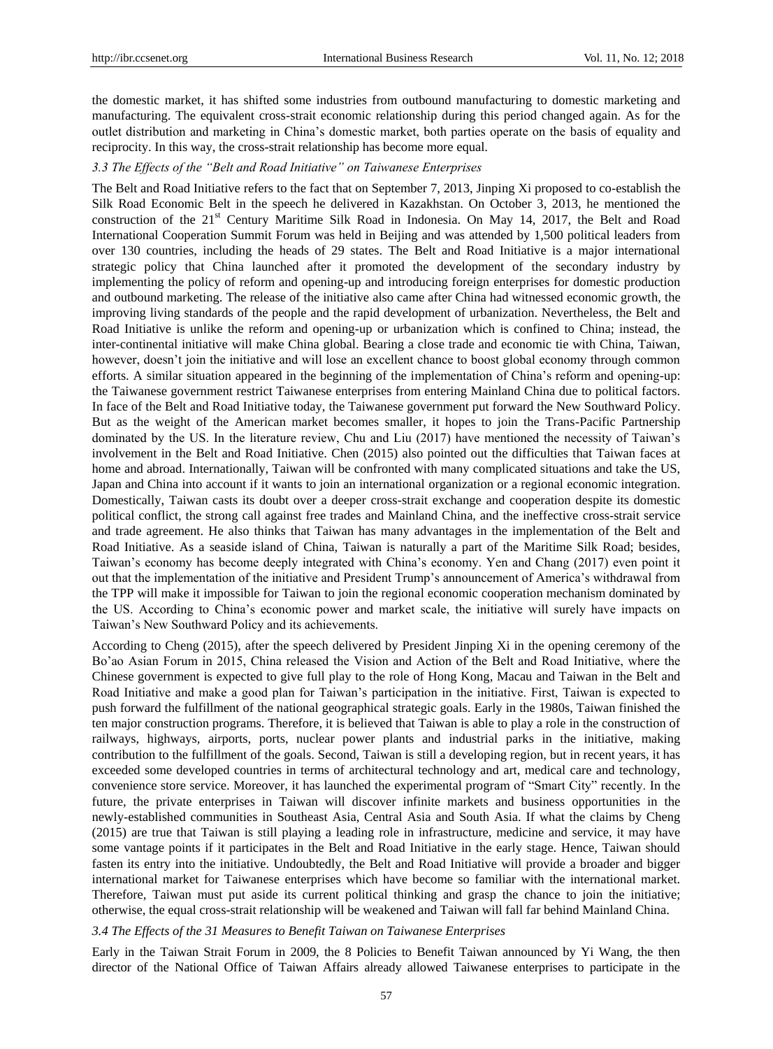the domestic market, it has shifted some industries from outbound manufacturing to domestic marketing and manufacturing. The equivalent cross-strait economic relationship during this period changed again. As for the outlet distribution and marketing in China's domestic market, both parties operate on the basis of equality and reciprocity. In this way, the cross-strait relationship has become more equal.

### *3.3 The Effects of the "Belt and Road Initiative" on Taiwanese Enterprises*

The Belt and Road Initiative refers to the fact that on September 7, 2013, Jinping Xi proposed to co-establish the Silk Road Economic Belt in the speech he delivered in Kazakhstan. On October 3, 2013, he mentioned the construction of the 21st Century Maritime Silk Road in Indonesia. On May 14, 2017, the Belt and Road International Cooperation Summit Forum was held in Beijing and was attended by 1,500 political leaders from over 130 countries, including the heads of 29 states. The Belt and Road Initiative is a major international strategic policy that China launched after it promoted the development of the secondary industry by implementing the policy of reform and opening-up and introducing foreign enterprises for domestic production and outbound marketing. The release of the initiative also came after China had witnessed economic growth, the improving living standards of the people and the rapid development of urbanization. Nevertheless, the Belt and Road Initiative is unlike the reform and opening-up or urbanization which is confined to China; instead, the inter-continental initiative will make China global. Bearing a close trade and economic tie with China, Taiwan, however, doesn't join the initiative and will lose an excellent chance to boost global economy through common efforts. A similar situation appeared in the beginning of the implementation of China's reform and opening-up: the Taiwanese government restrict Taiwanese enterprises from entering Mainland China due to political factors. In face of the Belt and Road Initiative today, the Taiwanese government put forward the New Southward Policy. But as the weight of the American market becomes smaller, it hopes to join the Trans-Pacific Partnership dominated by the US. In the literature review, Chu and Liu (2017) have mentioned the necessity of Taiwan's involvement in the Belt and Road Initiative. Chen (2015) also pointed out the difficulties that Taiwan faces at home and abroad. Internationally, Taiwan will be confronted with many complicated situations and take the US, Japan and China into account if it wants to join an international organization or a regional economic integration. Domestically, Taiwan casts its doubt over a deeper cross-strait exchange and cooperation despite its domestic political conflict, the strong call against free trades and Mainland China, and the ineffective cross-strait service and trade agreement. He also thinks that Taiwan has many advantages in the implementation of the Belt and Road Initiative. As a seaside island of China, Taiwan is naturally a part of the Maritime Silk Road; besides, Taiwan's economy has become deeply integrated with China's economy. Yen and Chang (2017) even point it out that the implementation of the initiative and President Trump's announcement of America's withdrawal from the TPP will make it impossible for Taiwan to join the regional economic cooperation mechanism dominated by the US. According to China's economic power and market scale, the initiative will surely have impacts on Taiwan's New Southward Policy and its achievements.

According to Cheng (2015), after the speech delivered by President Jinping Xi in the opening ceremony of the Bo'ao Asian Forum in 2015, China released the Vision and Action of the Belt and Road Initiative, where the Chinese government is expected to give full play to the role of Hong Kong, Macau and Taiwan in the Belt and Road Initiative and make a good plan for Taiwan's participation in the initiative. First, Taiwan is expected to push forward the fulfillment of the national geographical strategic goals. Early in the 1980s, Taiwan finished the ten major construction programs. Therefore, it is believed that Taiwan is able to play a role in the construction of railways, highways, airports, ports, nuclear power plants and industrial parks in the initiative, making contribution to the fulfillment of the goals. Second, Taiwan is still a developing region, but in recent years, it has exceeded some developed countries in terms of architectural technology and art, medical care and technology, convenience store service. Moreover, it has launched the experimental program of "Smart City" recently. In the future, the private enterprises in Taiwan will discover infinite markets and business opportunities in the newly-established communities in Southeast Asia, Central Asia and South Asia. If what the claims by Cheng (2015) are true that Taiwan is still playing a leading role in infrastructure, medicine and service, it may have some vantage points if it participates in the Belt and Road Initiative in the early stage. Hence, Taiwan should fasten its entry into the initiative. Undoubtedly, the Belt and Road Initiative will provide a broader and bigger international market for Taiwanese enterprises which have become so familiar with the international market. Therefore, Taiwan must put aside its current political thinking and grasp the chance to join the initiative; otherwise, the equal cross-strait relationship will be weakened and Taiwan will fall far behind Mainland China.

### *3.4 The Effects of the 31 Measures to Benefit Taiwan on Taiwanese Enterprises*

Early in the Taiwan Strait Forum in 2009, the 8 Policies to Benefit Taiwan announced by Yi Wang, the then director of the National Office of Taiwan Affairs already allowed Taiwanese enterprises to participate in the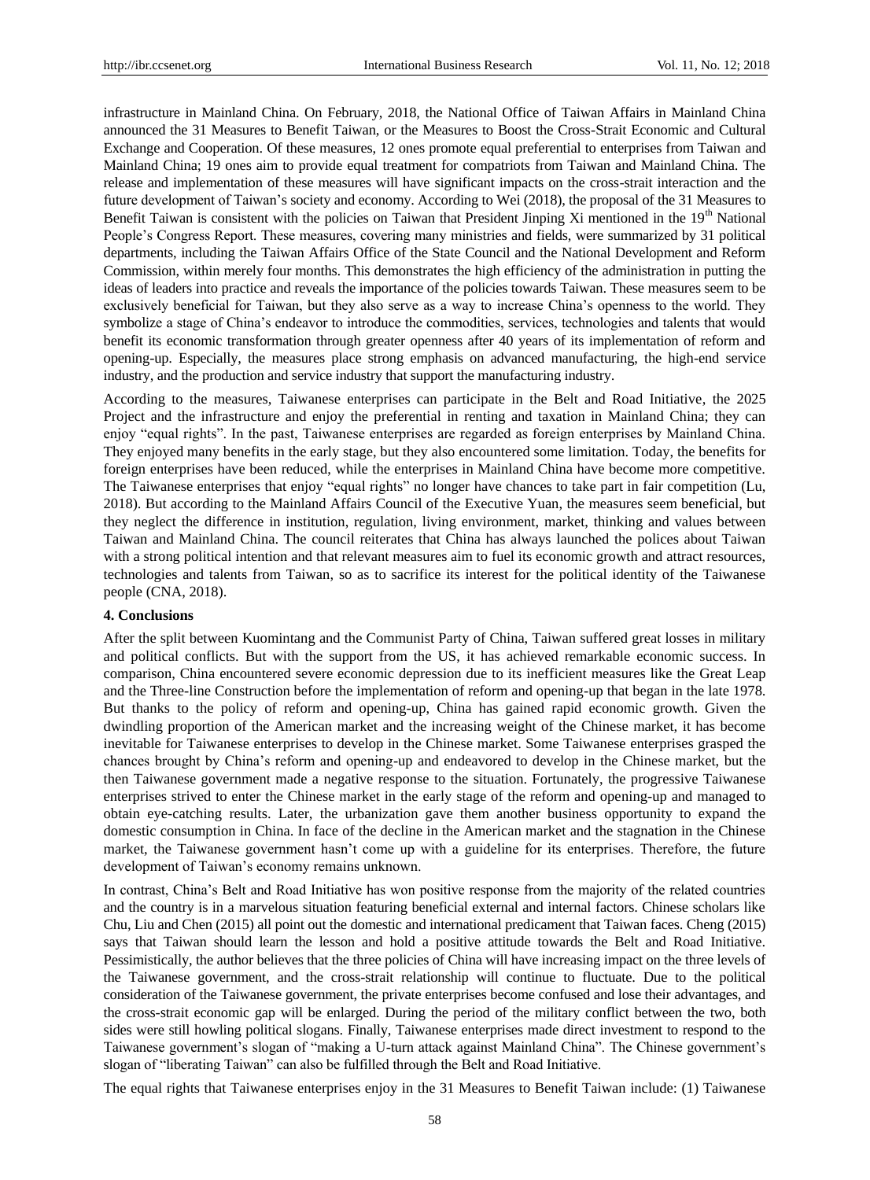infrastructure in Mainland China. On February, 2018, the National Office of Taiwan Affairs in Mainland China announced the 31 Measures to Benefit Taiwan, or the Measures to Boost the Cross-Strait Economic and Cultural Exchange and Cooperation. Of these measures, 12 ones promote equal preferential to enterprises from Taiwan and Mainland China; 19 ones aim to provide equal treatment for compatriots from Taiwan and Mainland China. The release and implementation of these measures will have significant impacts on the cross-strait interaction and the future development of Taiwan's society and economy. According to Wei (2018), the proposal of the 31 Measures to Benefit Taiwan is consistent with the policies on Taiwan that President Jinping Xi mentioned in the 19th National People's Congress Report. These measures, covering many ministries and fields, were summarized by 31 political departments, including the Taiwan Affairs Office of the State Council and the National Development and Reform Commission, within merely four months. This demonstrates the high efficiency of the administration in putting the ideas of leaders into practice and reveals the importance of the policies towards Taiwan. These measures seem to be exclusively beneficial for Taiwan, but they also serve as a way to increase China's openness to the world. They symbolize a stage of China's endeavor to introduce the commodities, services, technologies and talents that would benefit its economic transformation through greater openness after 40 years of its implementation of reform and opening-up. Especially, the measures place strong emphasis on advanced manufacturing, the high-end service industry, and the production and service industry that support the manufacturing industry.

According to the measures, Taiwanese enterprises can participate in the Belt and Road Initiative, the 2025 Project and the infrastructure and enjoy the preferential in renting and taxation in Mainland China; they can enjoy "equal rights". In the past, Taiwanese enterprises are regarded as foreign enterprises by Mainland China. They enjoyed many benefits in the early stage, but they also encountered some limitation. Today, the benefits for foreign enterprises have been reduced, while the enterprises in Mainland China have become more competitive. The Taiwanese enterprises that enjoy "equal rights" no longer have chances to take part in fair competition (Lu, 2018). But according to the Mainland Affairs Council of the Executive Yuan, the measures seem beneficial, but they neglect the difference in institution, regulation, living environment, market, thinking and values between Taiwan and Mainland China. The council reiterates that China has always launched the polices about Taiwan with a strong political intention and that relevant measures aim to fuel its economic growth and attract resources, technologies and talents from Taiwan, so as to sacrifice its interest for the political identity of the Taiwanese people (CNA, 2018).

## 4. Conclusions

After the split between Kuomintang and the Communist Party of China, Taiwan suffered great losses in military and political conflicts. But with the support from the US, it has achieved remarkable economic success. In comparison, China encountered severe economic depression due to its inefficient measures like the Great Leap and the Three-line Construction before the implementation of reform and opening-up that began in the late 1978. But thanks to the policy of reform and opening-up, China has gained rapid economic growth. Given the dwindling proportion of the American market and the increasing weight of the Chinese market, it has become inevitable for Taiwanese enterprises to develop in the Chinese market. Some Taiwanese enterprises grasped the chances brought by China's reform and opening-up and endeavored to develop in the Chinese market, but the then Taiwanese government made a negative response to the situation. Fortunately, the progressive Taiwanese enterprises strived to enter the Chinese market in the early stage of the reform and opening-up and managed to obtain eye-catching results. Later, the urbanization gave them another business opportunity to expand the domestic consumption in China. In face of the decline in the American market and the stagnation in the Chinese market, the Taiwanese government hasn't come up with a guideline for its enterprises. Therefore, the future development of Taiwan's economy remains unknown.

In contrast, China's Belt and Road Initiative has won positive response from the majority of the related countries and the country is in a marvelous situation featuring beneficial external and internal factors. Chinese scholars like Chu, Liu and Chen (2015) all point out the domestic and international predicament that Taiwan faces. Cheng (2015) says that Taiwan should learn the lesson and hold a positive attitude towards the Belt and Road Initiative. Pessimistically, the author believes that the three policies of China will have increasing impact on the three levels of the Taiwanese government, and the cross-strait relationship will continue to fluctuate. Due to the political consideration of the Taiwanese government, the private enterprises become confused and lose their advantages, and the cross-strait economic gap will be enlarged. During the period of the military conflict between the two, both sides were still howling political slogans. Finally, Taiwanese enterprises made direct investment to respond to the Taiwanese government's slogan of "making a U-turn attack against Mainland China". The Chinese government's slogan of "liberating Taiwan" can also be fulfilled through the Belt and Road Initiative.

The equal rights that Taiwanese enterprises enjoy in the 31 Measures to Benefit Taiwan include: (1) Taiwanese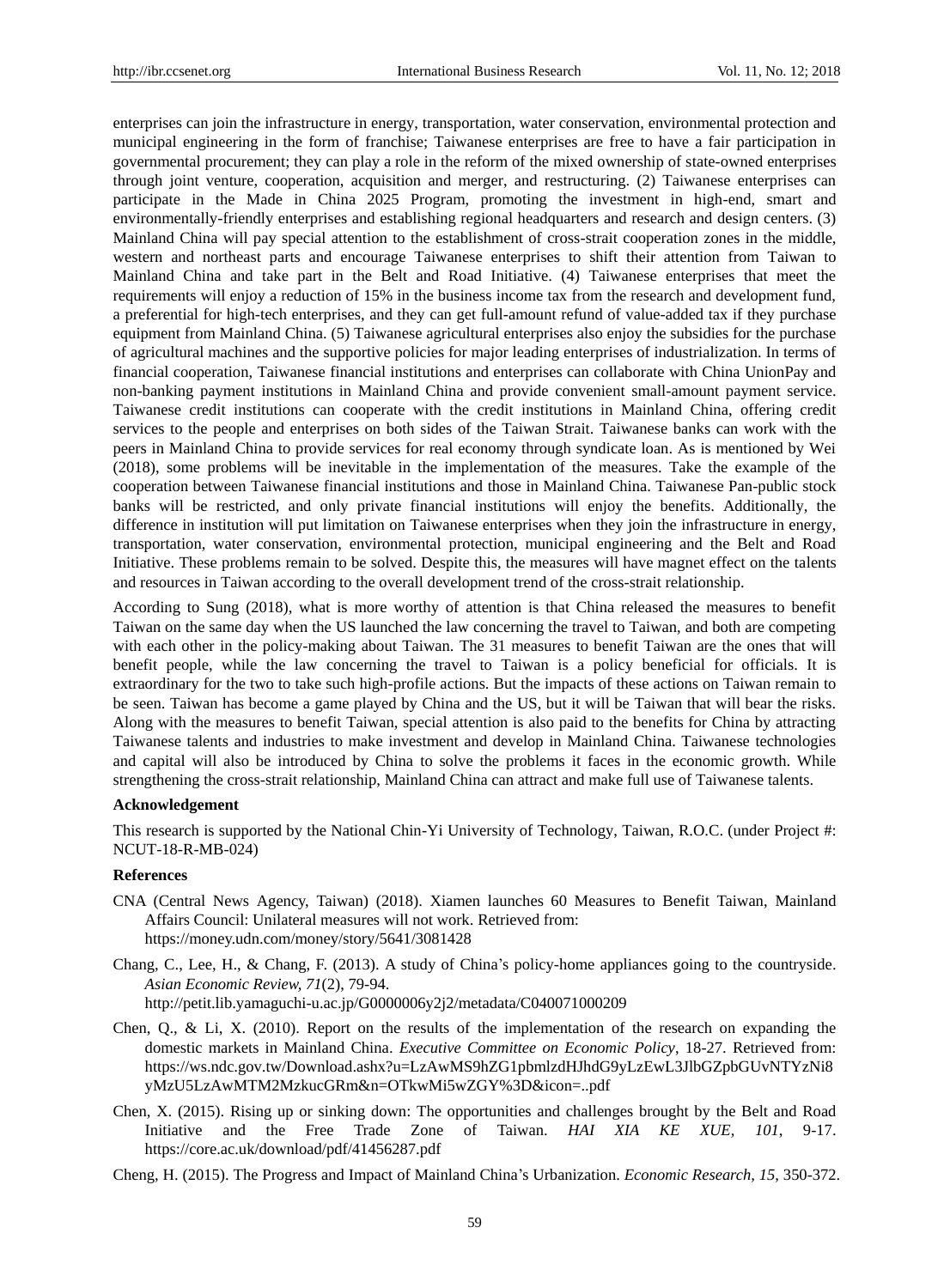enterprises can join the infrastructure in energy, transportation, water conservation, environmental protection and municipal engineering in the form of franchise; Taiwanese enterprises are free to have a fair participation in governmental procurement; they can play a role in the reform of the mixed ownership of state-owned enterprises through joint venture, cooperation, acquisition and merger, and restructuring. (2) Taiwanese enterprises can participate in the Made in China 2025 Program, promoting the investment in high-end, smart and environmentally-friendly enterprises and establishing regional headquarters and research and design centers. (3) Mainland China will pay special attention to the establishment of cross-strait cooperation zones in the middle, western and northeast parts and encourage Taiwanese enterprises to shift their attention from Taiwan to Mainland China and take part in the Belt and Road Initiative. (4) Taiwanese enterprises that meet the requirements will enjoy a reduction of 15% in the business income tax from the research and development fund, a preferential for high-tech enterprises, and they can get full-amount refund of value-added tax if they purchase equipment from Mainland China. (5) Taiwanese agricultural enterprises also enjoy the subsidies for the purchase of agricultural machines and the supportive policies for major leading enterprises of industrialization. In terms of financial cooperation, Taiwanese financial institutions and enterprises can collaborate with China UnionPay and non-banking payment institutions in Mainland China and provide convenient small-amount payment service. Taiwanese credit institutions can cooperate with the credit institutions in Mainland China, offering credit services to the people and enterprises on both sides of the Taiwan Strait. Taiwanese banks can work with the peers in Mainland China to provide services for real economy through syndicate loan. As is mentioned by Wei (2018), some problems will be inevitable in the implementation of the measures. Take the example of the cooperation between Taiwanese financial institutions and those in Mainland China. Taiwanese Pan-public stock banks will be restricted, and only private financial institutions will enjoy the benefits. Additionally, the difference in institution will put limitation on Taiwanese enterprises when they join the infrastructure in energy, transportation, water conservation, environmental protection, municipal engineering and the Belt and Road Initiative. These problems remain to be solved. Despite this, the measures will have magnet effect on the talents and resources in Taiwan according to the overall development trend of the cross-strait relationship.

According to Sung (2018), what is more worthy of attention is that China released the measures to benefit Taiwan on the same day when the US launched the law concerning the travel to Taiwan, and both are competing with each other in the policy-making about Taiwan. The 31 measures to benefit Taiwan are the ones that will benefit people, while the law concerning the travel to Taiwan is a policy beneficial for officials. It is extraordinary for the two to take such high-profile actions. But the impacts of these actions on Taiwan remain to be seen. Taiwan has become a game played by China and the US, but it will be Taiwan that will bear the risks. Along with the measures to benefit Taiwan, special attention is also paid to the benefits for China by attracting Taiwanese talents and industries to make investment and develop in Mainland China. Taiwanese technologies and capital will also be introduced by China to solve the problems it faces in the economic growth. While strengthening the cross-strait relationship, Mainland China can attract and make full use of Taiwanese talents.

**Acknowledgement**

This research is supported by the National Chin-Yi University of Technology, Taiwan, R.O.C. (under Project #: NCUT-18-R-MB-024)

**References**

CNA (Central News Agency, Taiwan) (2018). Xiamen launches 60 Measures to Benefit Taiwan, Mainland Affairs Council: Unilateral measures will not work. Retrieved from: https://money.udn.com/money/story/5641/3081428

Chang, C., Lee, H., & Chang, F. (2013). A study of China's policy-home appliances going to the countryside. *Asian Economic Review, 71*(2), 79-94. http://petit.lib.yamaguchi-u.ac.jp/G0000006y2j2/metadata/C040071000209

Chen, Q., & Li, X. (2010). Report on the results of the implementation of the research on expanding the domestic markets in Mainland China. *Executive Committee on Economic Policy*, 18-27. Retrieved from: https://ws.ndc.gov.tw/Download.ashx?u=LzAwMS9hZG1pbmlzdHJhdG9yLzEwL3JlbGZpbGUvNTYzNi8yMzU5LzAwMTM2MzkucGRm&n=OTkwMi5wZGY%3D&icon=..pdf

Chen, X. (2015). Rising up or sinking down: The opportunities and challenges brought by the Belt and Road Initiative and the Free Trade Zone of Taiwan. *HAI XIA KE XUE, 101*, 9-17. https://core.ac.uk/download/pdf/41456287.pdf

Cheng, H. (2015). The Progress and Impact of Mainland China's Urbanization. *Economic Research, 15*, 350-372.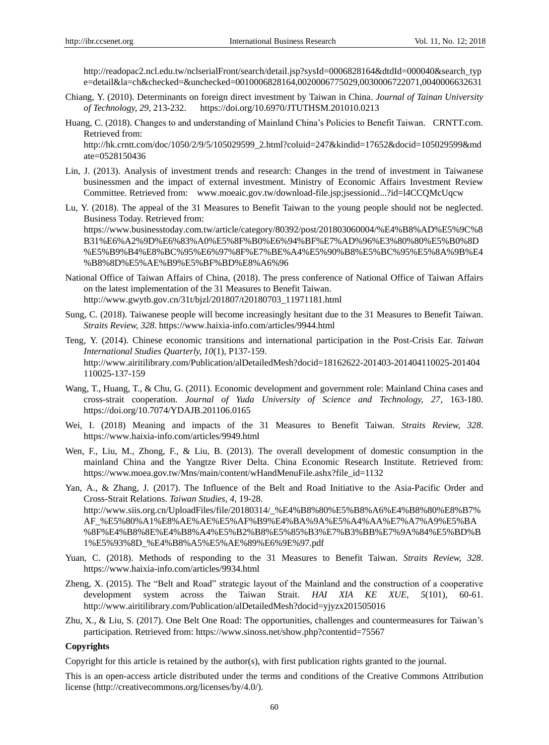http://readopac2.ncl.edu.tw/nclserialFront/search/detail.jsp?sysId=0006828164&dtdId=000040&search_type=detail&la=ch&checked=&unchecked=0010006828164,0020006775029,0030006722071,0040006632631

Chiang, Y. (2010). Determinants on foreign direct investment by Taiwan in China. *Journal of Tainan University of Technology, 29*, 213-232. https://doi.org/10.6970/JTUTHSM.201010.0213

Huang, C. (2018). Changes to and understanding of Mainland China's Policies to Benefit Taiwan. CRNTT.com. Retrieved from: http://hk.crntt.com/doc/1050/2/9/5/105029599_2.html?coluid=247&kindid=17652&docid=105029599&mdate=0528150436

Lin, J. (2013). Analysis of investment trends and research: Changes in the trend of investment in Taiwanese businessmen and the impact of external investment. Ministry of Economic Affairs Investment Review Committee. Retrieved from: www.moeaic.gov.tw/download-file.jsp;jsessionid...?id=l4CCQMcUqcw

Lu, Y. (2018). The appeal of the 31 Measures to Benefit Taiwan to the young people should not be neglected. Business Today. Retrieved from: https://www.businesstoday.com.tw/article/category/80392/post/201803060004/%E4%B8%AD%E5%9C%8B31%E6%A2%9D%E6%83%A0%E5%8F%B0%E6%94%BF%E7%AD%96%E3%80%80%E5%B0%8D%E5%B9%B4%E8%BC%95%E6%97%8F%E7%BE%A4%E5%90%B8%E5%BC%95%E5%8A%9B%E4%B8%8D%E5%AE%B9%E5%BF%BD%E8%A6%96

National Office of Taiwan Affairs of China, (2018). The press conference of National Office of Taiwan Affairs on the latest implementation of the 31 Measures to Benefit Taiwan. http://www.gwytb.gov.cn/31t/bjzl/201807/t20180703_11971181.html

Sung, C. (2018). Taiwanese people will become increasingly hesitant due to the 31 Measures to Benefit Taiwan. *Straits Review, 328*. https://www.haixia-info.com/articles/9944.html

Teng, Y. (2014). Chinese economic transitions and international participation in the Post-Crisis Ear. *Taiwan International Studies Quarterly, 10*(1), P137-159. http://www.airitilibrary.com/Publication/alDetailedMesh?docid=18162622-201403-201404110025-201404110025-137-159

Wang, T., Huang, T., & Chu, G. (2011). Economic development and government role: Mainland China cases and cross-strait cooperation. *Journal of Yuda University of Science and Technology, 27*, 163-180. https://doi.org/10.7074/YDAJB.201106.0165

Wei, I. (2018) Meaning and impacts of the 31 Measures to Benefit Taiwan. *Straits Review, 328*. https://www.haixia-info.com/articles/9949.html

Wen, F., Liu, M., Zhong, F., & Liu, B. (2013). The overall development of domestic consumption in the mainland China and the Yangtze River Delta. China Economic Research Institute. Retrieved from: https://www.moea.gov.tw/Mns/main/content/wHandMenuFile.ashx?file_id=1132

Yan, A., & Zhang, J. (2017). The Influence of the Belt and Road Initiative to the Asia-Pacific Order and Cross-Strait Relations. *Taiwan Studies, 4*, 19-28. http://www.siis.org.cn/UploadFiles/file/20180314/_%E4%B8%80%E5%B8%A6%E4%B8%80%E8%B7%AF_%E5%80%A1%E8%AE%AE%E5%AF%B9%E4%BA%9A%E5%A4%AA%E7%A7%A9%E5%BA%8F%E4%B8%8E%E4%B8%A4%E5%B2%B8%E5%85%B3%E7%B3%BB%E7%9A%84%E5%BD%B1%E5%93%8D_%E4%B8%A5%E5%AE%89%E6%9E%97.pdf

Yuan, C. (2018). Methods of responding to the 31 Measures to Benefit Taiwan. *Straits Review, 328*. https://www.haixia-info.com/articles/9934.html

Zheng, X. (2015). The "Belt and Road" strategic layout of the Mainland and the construction of a cooperative development system across the Taiwan Strait. *HAI XIA KE XUE, 5*(101), 60-61. http://www.airitilibrary.com/Publication/alDetailedMesh?docid=yjyzx201505016

Zhu, X., & Liu, S. (2017). One Belt One Road: The opportunities, challenges and countermeasures for Taiwan's participation. Retrieved from: https://www.sinoss.net/show.php?contentid=75567

**Copyrights**

Copyright for this article is retained by the author(s), with first publication rights granted to the journal.

This is an open-access article distributed under the terms and conditions of the Creative Commons Attribution license (http://creativecommons.org/licenses/by/4.0/).